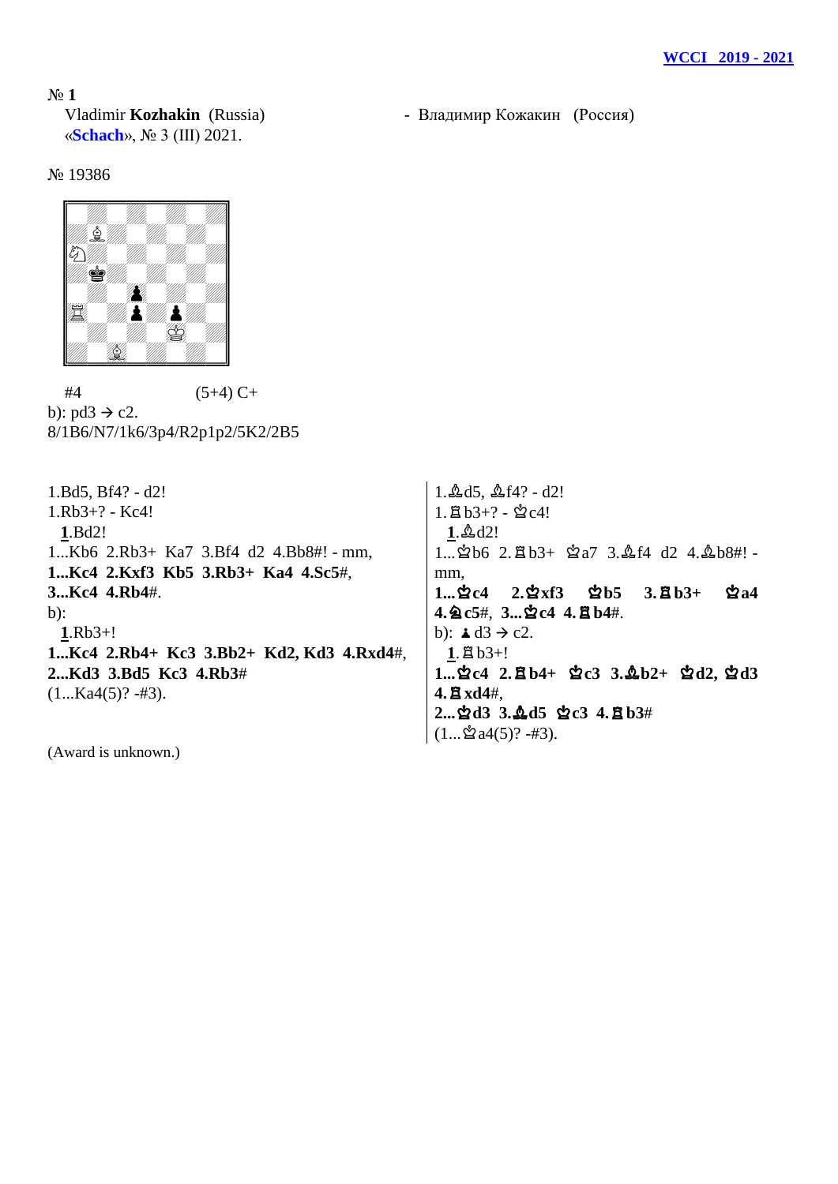**WCCI 2019 - 2021**

№ **1**

Vladimir **Kozhakin** (Russia) - Владимир Кожакин (Россия)

«**Schach**», № 3 (III) 2021.

№ 19386

#4 (5+4) C+

b): pd3 → c2.

8/1B6/N7/1k6/3p4/R2p1p2/5K2/2B5

1.Bd5, Bf4? - d2!

1.Rb3+? - Kc4!

**1**.Bd2!

1...Kb6 2.Rb3+ Ka7 3.Bf4 d2 4.Bb8#! - mm,

**1...Kc4 2.Kxf3 Kb5 3.Rb3+ Ka4 4.Sc5#**,

**3...Kc4 4.Rb4#**.

b):

**1**.Rb3+!

**1...Kc4 2.Rb4+ Kc3 3.Bb2+ Kd2, Kd3 4.Rxd4#**,

**2...Kd3 3.Bd5 Kc3 4.Rb3#**

(1...Ka4(5)? -#3).

1.♗d5, ♗f4? - d2!

1.♖b3+? - ♔c4!

**1**.♗d2!

1...♔b6 2.♖b3+ ♔a7 3.♗f4 d2 4.♗b8#! - mm,

**1...♔c4 2.♔xf3 ♔b5 3.♖b3+ ♔a4 4.♘c5#**, **3...♔c4 4.♖b4#**.

b): ♟d3 → c2.

**1**.♖b3+!

**1...♔c4 2.♖b4+ ♔c3 3.♗b2+ ♔d2, ♔d3 4.♖xd4#**,

**2...♔d3 3.♗d5 ♔c3 4.♖b3#**

(1...♔a4(5)? -#3).

(Award is unknown.)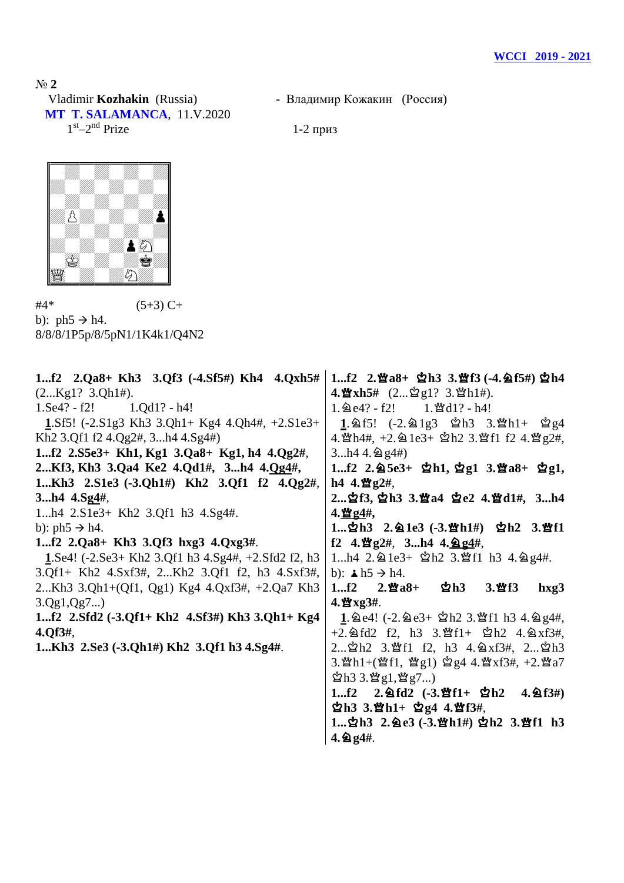[WCCI 2019 - 2021](#)

№ **2**

Vladimir **Kozhakin** (Russia) - Владимир Кожакин (Россия)

**MT T. SALAMANCA**, 11.V.2020

1st–2nd Prize 1-2 приз

#4* (5+3) C+

b): ph5 → h4.

8/8/8/1P5p/8/5pN1/1K4k1/Q4N2

**1...f2 2.Qa8+ Kh3 3.Qf3 (-4.Sf5#) Kh4 4.Qxh5#** (2...Kg1? 3.Qh1#).

1.Se4? - f2! 1.Qd1? - h4!

**1**.Sf5! (-2.S1g3 Kh3 3.Qh1+ Kg4 4.Qh4#, +2.S1e3+ Kh2 3.Qf1 f2 4.Qg2#, 3...h4 4.Sg4#)

**1...f2 2.S5e3+ Kh1, Kg1 3.Qa8+ Kg1, h4 4.Qg2#**,

**2...Kf3, Kh3 3.Qa4 Ke2 4.Qd1#, 3...h4 4.Qg4#,**

**1...Kh3 2.S1e3 (-3.Qh1#) Kh2 3.Qf1 f2 4.Qg2#**,

**3...h4 4.Sg4#**,

1...h4 2.S1e3+ Kh2 3.Qf1 h3 4.Sg4#.

b): ph5 → h4.

**1...f2 2.Qa8+ Kh3 3.Qf3 hxg3 4.Qxg3#**.

**1**.Se4! (-2.Se3+ Kh2 3.Qf1 h3 4.Sg4#, +2.Sfd2 f2, h3 3.Qf1+ Kh2 4.Sxf3#, 2...Kh2 3.Qf1 f2, h3 4.Sxf3#, 2...Kh3 3.Qh1+(Qf1, Qg1) Kg4 4.Qxf3#, +2.Qa7 Kh3 3.Qg1,Qg7...)

**1...f2 2.Sfd2 (-3.Qf1+ Kh2 4.Sf3#) Kh3 3.Qh1+ Kg4 4.Qf3#**,

**1...Kh3 2.Se3 (-3.Qh1#) Kh2 3.Qf1 h3 4.Sg4#**.

**1...f2 2.♕a8+ ♔h3 3.♕f3 (-4.♘f5#) ♔h4 4.♕xh5#** (2...♔g1? 3.♕h1#).

1.♘e4? - f2! 1.♕d1? - h4!

**1**.♘f5! (-2.♘1g3 ♔h3 3.♕h1+ ♔g4 4.♕h4#, +2.♘1e3+ ♔h2 3.♕f1 f2 4.♕g2#, 3...h4 4.♘g4#)

**1...f2 2.♘5e3+ ♔h1, ♔g1 3.♕a8+ ♔g1, h4 4.♕g2#**,

**2...♔f3, ♔h3 3.♕a4 ♔e2 4.♕d1#, 3...h4 4.♕g4#,**

**1...♔h3 2.♘1e3 (-3.♕h1#) ♔h2 3.♕f1 f2 4.♕g2#, 3...h4 4.♘g4#**,

1...h4 2.♘1e3+ ♔h2 3.♕f1 h3 4.♘g4#.

b): ♟h5 → h4.

**1...f2 2.♕a8+ ♔h3 3.♕f3 hxg3 4.♕xg3#**.

**1**.♘e4! (-2.♘e3+ ♔h2 3.♕f1 h3 4.♘g4#, +2.♘fd2 f2, h3 3.♕f1+ ♔h2 4.♘xf3#, 2...♔h2 3.♕f1 f2, h3 4.♘xf3#, 2...♔h3 3.♕h1+(♕f1, ♕g1) ♔g4 4.♕xf3#, +2.♕a7 ♔h3 3.♕g1,♕g7...)

**1...f2 2.♘fd2 (-3.♕f1+ ♔h2 4.♘f3#) ♔h3 3.♕h1+ ♔g4 4.♕f3#**,

**1...♔h3 2.♘e3 (-3.♕h1#) ♔h2 3.♕f1 h3 4.♘g4#**.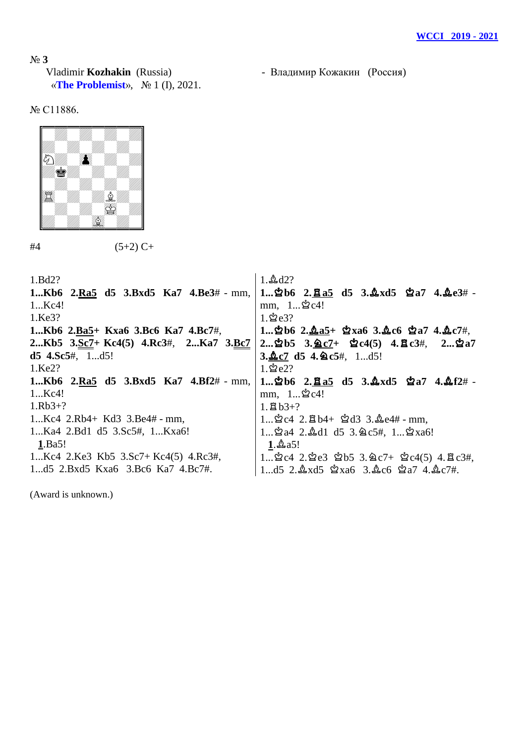**№ 3**

Vladimir **Kozhakin** (Russia) - Владимир Кожакин (Россия)
«**The Problemist**», № 1 (I), 2021.

№ C11886.

#4 (5+2) C+

| | |
|---|---|
| 1.Bd2?<br>**1...Kb6 2.Ra5 d5 3.Bxd5 Ka7 4.Be3#** - mm, 1...Kc4!<br>1.Ke3?<br>**1...Kb6 2.Ba5+ Kxa6 3.Bc6 Ka7 4.Bc7#, 2...Kb5 3.Sc7+ Kc4(5) 4.Rc3#, 2...Ka7 3.Bc7 d5 4.Sc5#,** 1...d5!<br>1.Ke2?<br>**1...Kb6 2.Ra5 d5 3.Bxd5 Ka7 4.Bf2#** - mm, 1...Kc4!<br>1.Rb3+?<br>1...Kc4 2.Rb4+ Kd3 3.Be4# - mm,<br>1...Ka4 2.Bd1 d5 3.Sc5#, 1...Kxa6!<br>**1**.Ba5!<br>1...Kc4 2.Ke3 Kb5 3.Sc7+ Kc4(5) 4.Rc3#,<br>1...d5 2.Bxd5 Kxa6 3.Bc6 Ka7 4.Bc7#. | 1.♗d2?<br>**1...♔b6 2.♖a5 d5 3.♗xd5 ♔a7 4.♗e3#** - mm, 1...♔c4!<br>1.♔e3?<br>**1...♔b6 2.♗a5+ ♔xa6 3.♗c6 ♔a7 4.♗c7#, 2...♔b5 3.♘c7+ ♔c4(5) 4.♖c3#, 2...♔a7 3.♗c7 d5 4.♘c5#,** 1...d5!<br>1.♔e2?<br>**1...♔b6 2.♖a5 d5 3.♗xd5 ♔a7 4.♗f2#** - mm, 1...♔c4!<br>1.♖b3+?<br>1...♔c4 2.♖b4+ ♔d3 3.♗e4# - mm,<br>1...♔a4 2.♗d1 d5 3.♘c5#, 1...♔xa6!<br>**1**.♗a5!<br>1...♔c4 2.♔e3 ♔b5 3.♘c7+ ♔c4(5) 4.♖c3#,<br>1...d5 2.♗xd5 ♔xa6 3.♗c6 ♔a7 4.♗c7#. |

(Award is unknown.)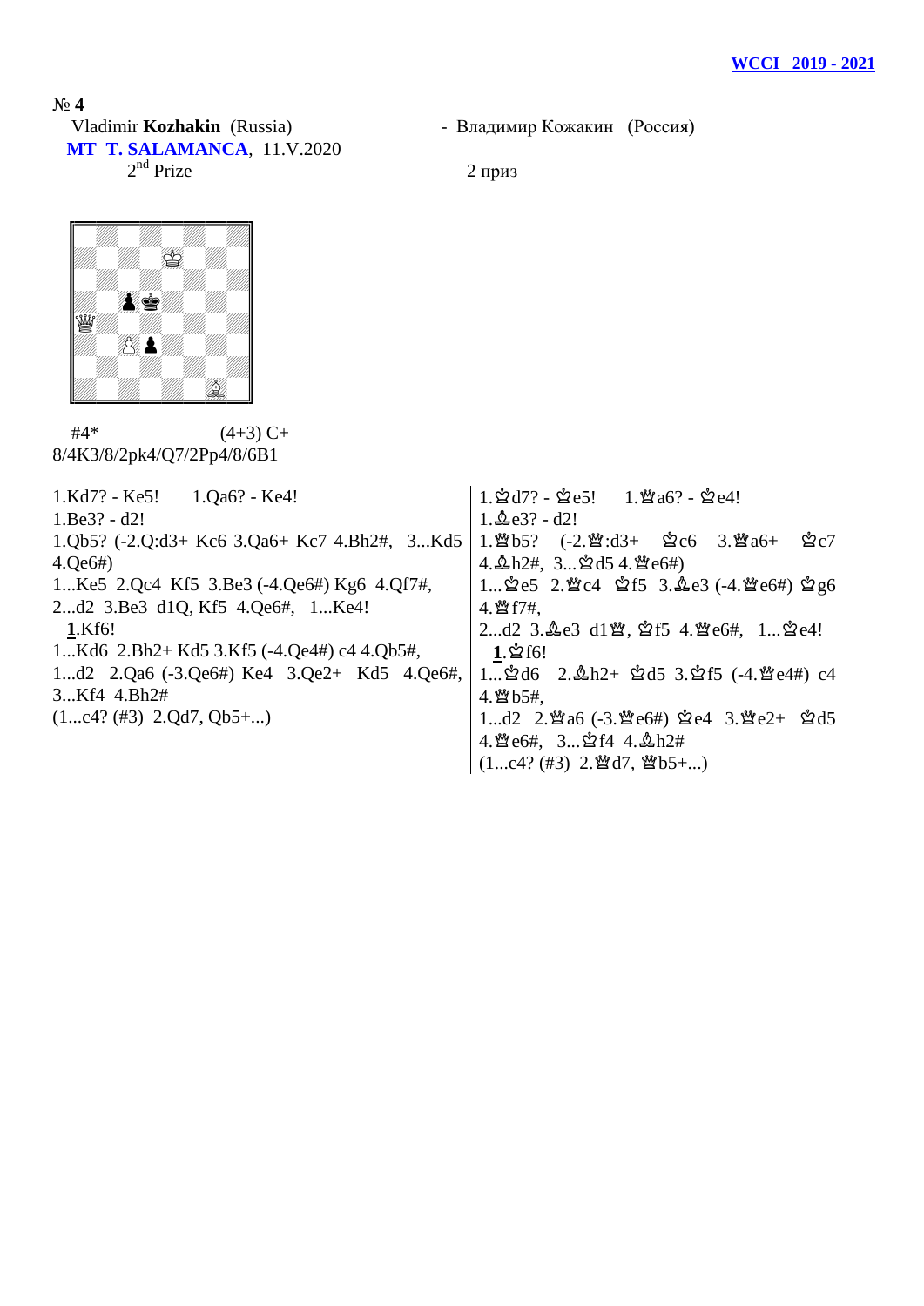№ **4**

Vladimir **Kozhakin** (Russia) - Владимир Кожакин (Россия)

**MT T. SALAMANCA**, 11.V.2020

2nd Prize — 2 приз

#4* (4+3) C+

8/4K3/8/2pk4/Q7/2Pp4/8/6B1

1.Kd7? - Ke5! 1.Qa6? - Ke4!
1.Be3? - d2!
1.Qb5? (-2.Q:d3+ Kc6 3.Qa6+ Kc7 4.Bh2#, 3...Kd5 4.Qe6#)
1...Ke5 2.Qc4 Kf5 3.Be3 (-4.Qe6#) Kg6 4.Qf7#,
2...d2 3.Be3 d1Q, Kf5 4.Qe6#, 1...Ke4!
**1**.Kf6!
1...Kd6 2.Bh2+ Kd5 3.Kf5 (-4.Qe4#) c4 4.Qb5#,
1...d2 2.Qa6 (-3.Qe6#) Ke4 3.Qe2+ Kd5 4.Qe6#,
3...Kf4 4.Bh2#
(1...c4? (#3) 2.Qd7, Qb5+...)

1.♔d7? - ♔e5! 1.♕a6? - ♔e4!
1.♗e3? - d2!
1.♕b5? (-2.♕:d3+ ♔c6 3.♕a6+ ♔c7 4.♗h2#, 3...♔d5 4.♕e6#)
1...♔e5 2.♕c4 ♔f5 3.♗e3 (-4.♕e6#) ♔g6 4.♕f7#,
2...d2 3.♗e3 d1♕, ♔f5 4.♕e6#, 1...♔e4!
**1**.♔f6!
1...♔d6 2.♗h2+ ♔d5 3.♔f5 (-4.♕e4#) c4 4.♕b5#,
1...d2 2.♕a6 (-3.♕e6#) ♔e4 3.♕e2+ ♔d5 4.♕e6#, 3...♔f4 4.♗h2#
(1...c4? (#3) 2.♕d7, ♕b5+...)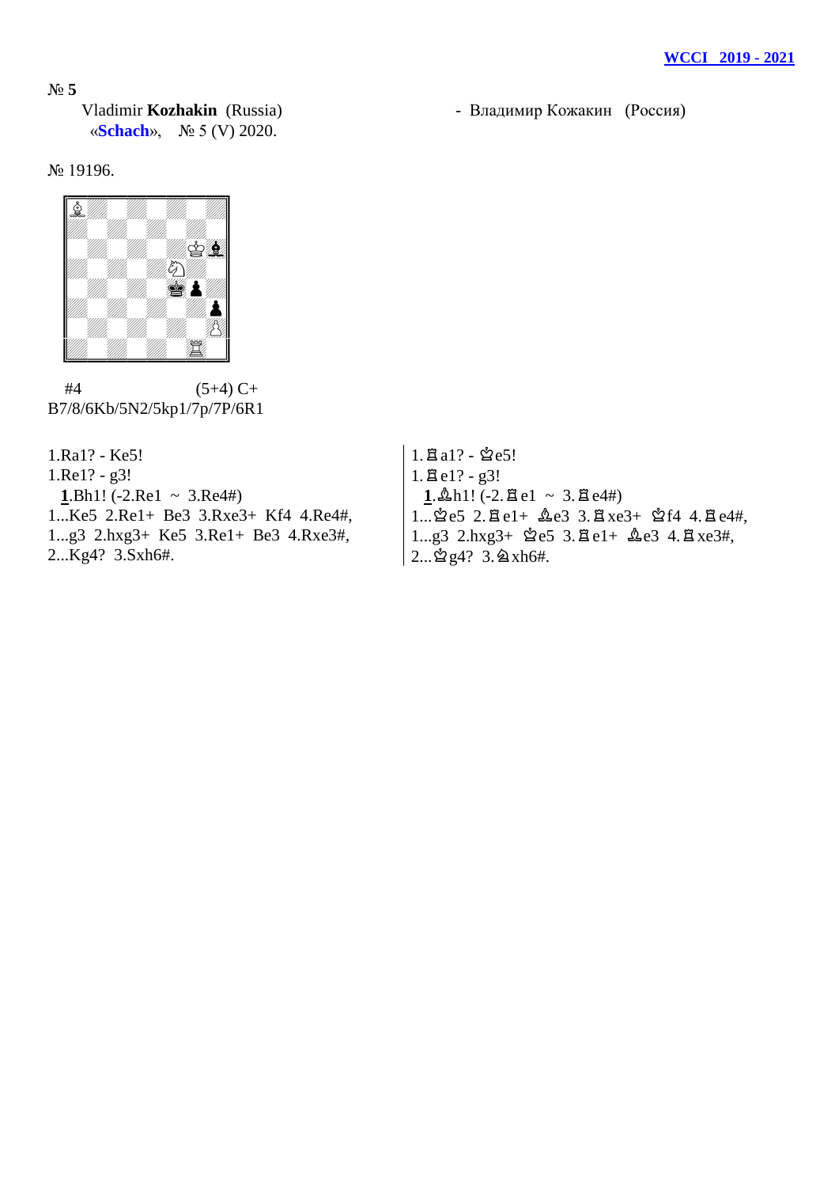№ **5**

Vladimir **Kozhakin** (Russia) - Владимир Кожакин (Россия)

«**Schach**», № 5 (V) 2020.

№ 19196.

#4 (5+4) C+

B7/8/6Kb/5N2/5kp1/7p/7P/6R1

1.Ra1? - Ke5!
1.Re1? - g3!
**1**.Bh1! (-2.Re1 ~ 3.Re4#)
1...Ke5 2.Re1+ Be3 3.Rxe3+ Kf4 4.Re4#,
1...g3 2.hxg3+ Ke5 3.Re1+ Be3 4.Rxe3#,
2...Kg4? 3.Sxh6#.

1.♖a1? - ♔e5!
1.♖e1? - g3!
**1**.♗h1! (-2.♖e1 ~ 3.♖e4#)
1...♔e5 2.♖e1+ ♗e3 3.♖xe3+ ♔f4 4.♖e4#,
1...g3 2.hxg3+ ♔e5 3.♖e1+ ♗e3 4.♖xe3#,
2...♔g4? 3.♘xh6#.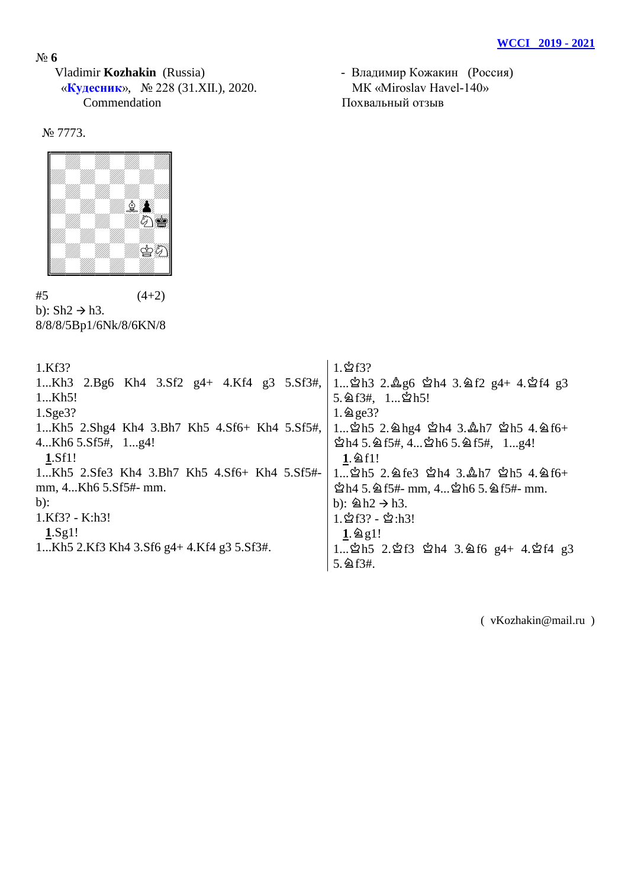[WCCI 2019 - 2021](#)

№ **6**

Vladimir **Kozhakin** (Russia) - Владимир Кожакин (Россия)

«**Кудесник**», № 228 (31.XII.), 2020. МК «Miroslav Havel-140»

Commendation Похвальный отзыв

№ 7773.

#5 (4+2)

b): Sh2 → h3.

8/8/8/5Bp1/6Nk/8/6KN/8

1.Kf3?

1...Kh3 2.Bg6 Kh4 3.Sf2 g4+ 4.Kf4 g3 5.Sf3#, 1...Kh5!

1.Sge3?

1...Kh5 2.Shg4 Kh4 3.Bh7 Kh5 4.Sf6+ Kh4 5.Sf5#, 4...Kh6 5.Sf5#, 1...g4!

**1**.Sf1!

1...Kh5 2.Sfe3 Kh4 3.Bh7 Kh5 4.Sf6+ Kh4 5.Sf5#- mm, 4...Kh6 5.Sf5#- mm.

b):

1.Kf3? - K:h3!

**1**.Sg1!

1...Kh5 2.Kf3 Kh4 3.Sf6 g4+ 4.Kf4 g3 5.Sf3#.

1.♔f3?

1...♔h3 2.♗g6 ♔h4 3.♘f2 g4+ 4.♔f4 g3 5.♘f3#, 1...♔h5!

1.♘ge3?

1...♔h5 2.♘hg4 ♔h4 3.♗h7 ♔h5 4.♘f6+ ♔h4 5.♘f5#, 4...♔h6 5.♘f5#, 1...g4!

**1**.♘f1!

1...♔h5 2.♘fe3 ♔h4 3.♗h7 ♔h5 4.♘f6+ ♔h4 5.♘f5#- mm, 4...♔h6 5.♘f5#- mm.

b): ♘h2 → h3.

1.♔f3? - ♔:h3!

**1**.♘g1!

1...♔h5 2.♔f3 ♔h4 3.♘f6 g4+ 4.♔f4 g3 5.♘f3#.

( vKozhakin@mail.ru )